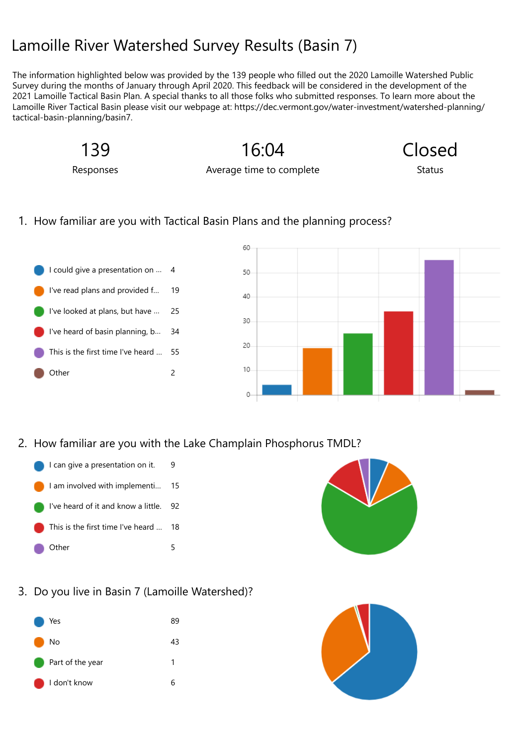# Lamoille River Watershed Survey Results (Basin 7)

The information highlighted below was provided by the 139 people who filled out the 2020 Lamoille Watershed Public Survey during the months of January through April 2020. This feedback will be considered in the development of the 2021 Lamoille Tactical Basin Plan. A special thanks to all those folks who submitted responses. To learn more about the Lamoille River Tactical Basin please visit our webpage at: https://dec.vermont.gov/water-investment/watershed-planning/tactical-basin-planning/basin7.

| 139 | 16:04 | Closed |
|---|---|---|
| Responses | Average time to complete | Status |

## 1. How familiar are you with Tactical Basin Plans and the planning process?

| Response | Count |
|---|---|
| I could give a presentation on ... | 4 |
| I've read plans and provided f... | 19 |
| I've looked at plans, but have ... | 25 |
| I've heard of basin planning, b... | 34 |
| This is the first time I've heard ... | 55 |
| Other | 2 |

## 2. How familiar are you with the Lake Champlain Phosphorus TMDL?

| Response | Count |
|---|---|
| I can give a presentation on it. | 9 |
| I am involved with implementi... | 15 |
| I've heard of it and know a little. | 92 |
| This is the first time I've heard ... | 18 |
| Other | 5 |

## 3. Do you live in Basin 7 (Lamoille Watershed)?

| Response | Count |
|---|---|
| Yes | 89 |
| No | 43 |
| Part of the year | 1 |
| I don't know | 6 |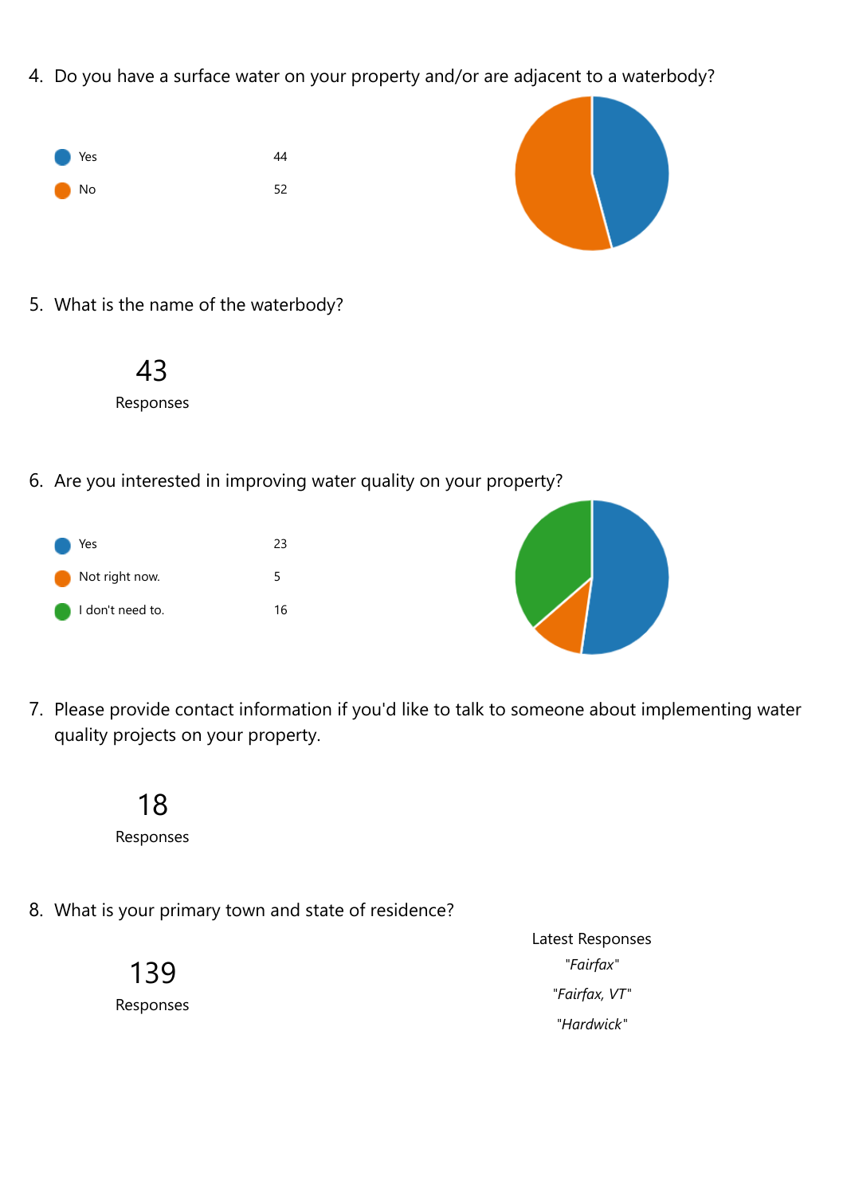4. Do you have a surface water on your property and/or are adjacent to a waterbody?

| Option | Count |
| --- | --- |
| Yes | 44 |
| No | 52 |

5. What is the name of the waterbody?

43

Responses

6. Are you interested in improving water quality on your property?

| Option | Count |
| --- | --- |
| Yes | 23 |
| Not right now. | 5 |
| I don't need to. | 16 |

7. Please provide contact information if you'd like to talk to someone about implementing water quality projects on your property.

18

Responses

8. What is your primary town and state of residence?

139

Responses

Latest Responses

*"Fairfax"*

*"Fairfax, VT"*

*"Hardwick"*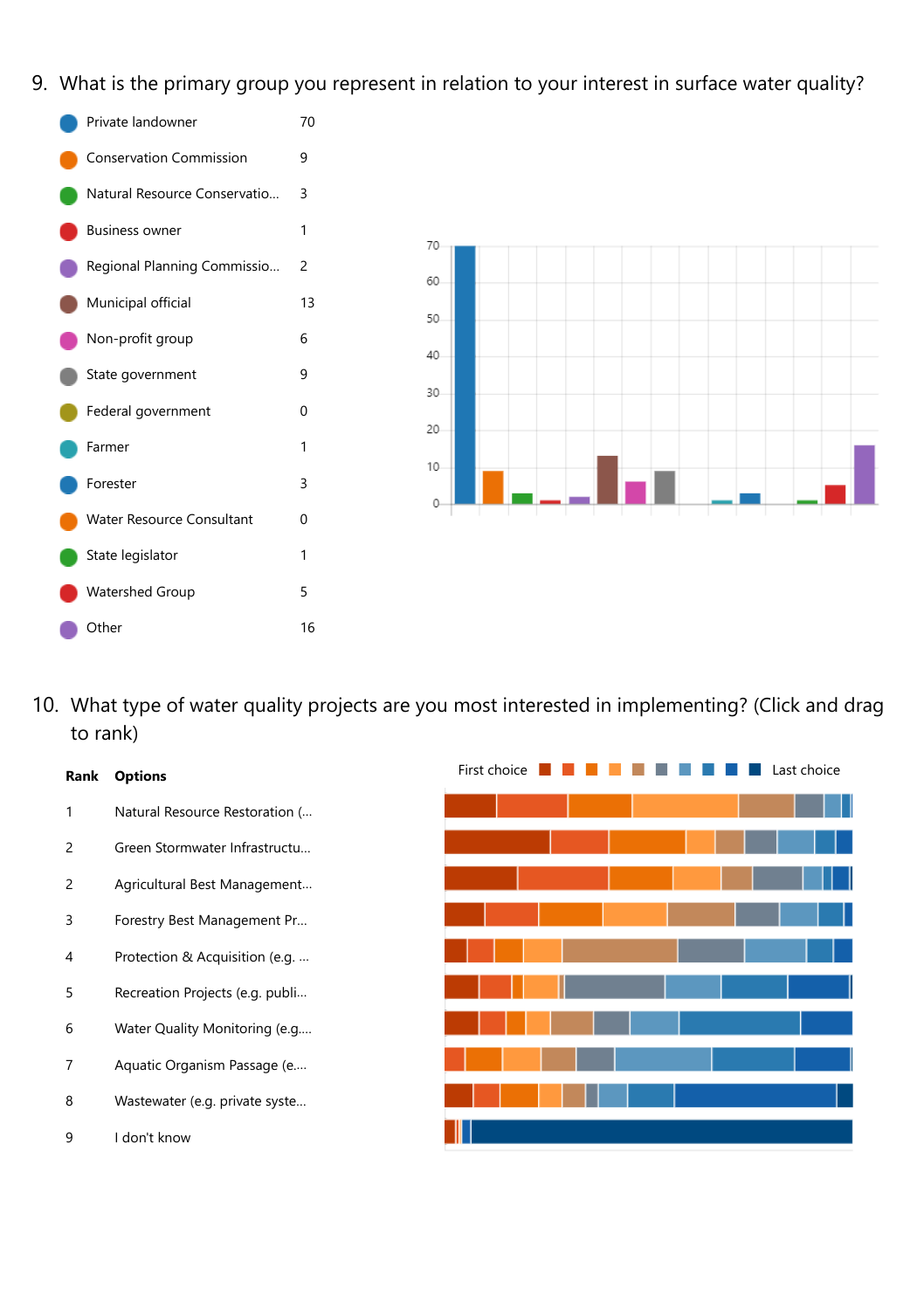9. What is the primary group you represent in relation to your interest in surface water quality?

| Group | Count |
|---|---|
| Private landowner | 70 |
| Conservation Commission | 9 |
| Natural Resource Conservatio... | 3 |
| Business owner | 1 |
| Regional Planning Commissio... | 2 |
| Municipal official | 13 |
| Non-profit group | 6 |
| State government | 9 |
| Federal government | 0 |
| Farmer | 1 |
| Forester | 3 |
| Water Resource Consultant | 0 |
| State legislator | 1 |
| Watershed Group | 5 |
| Other | 16 |

10. What type of water quality projects are you most interested in implementing? (Click and drag to rank)

| Rank | Options |
|---|---|
| 1 | Natural Resource Restoration (... |
| 2 | Green Stormwater Infrastructu... |
| 2 | Agricultural Best Management... |
| 3 | Forestry Best Management Pr... |
| 4 | Protection & Acquisition (e.g. ... |
| 5 | Recreation Projects (e.g. publi... |
| 6 | Water Quality Monitoring (e.g.... |
| 7 | Aquatic Organism Passage (e.... |
| 8 | Wastewater (e.g. private syste... |
| 9 | I don't know |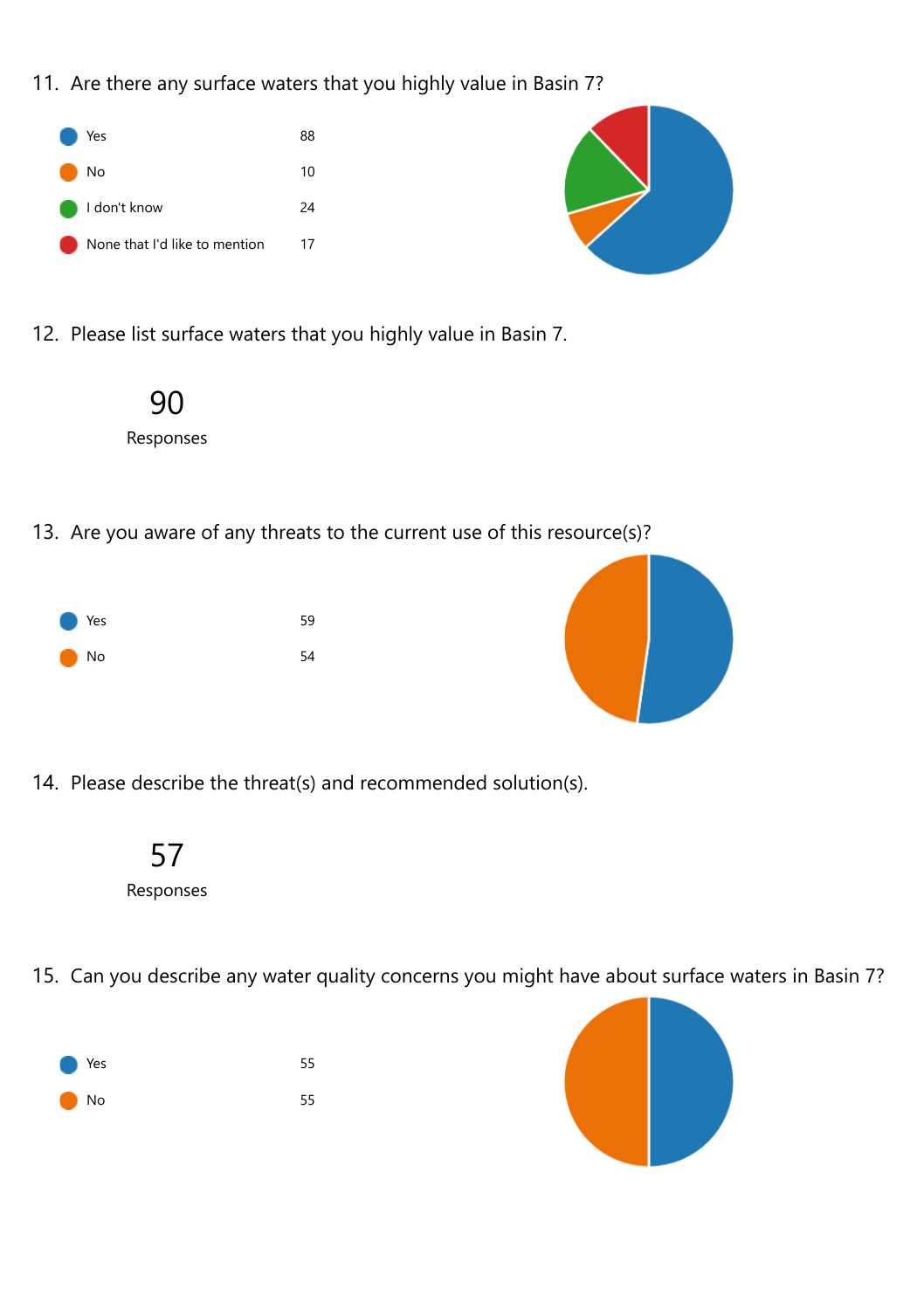11. Are there any surface waters that you highly value in Basin 7?

| Response | Count |
| --- | --- |
| Yes | 88 |
| No | 10 |
| I don't know | 24 |
| None that I'd like to mention | 17 |

12. Please list surface waters that you highly value in Basin 7.

90

Responses

13. Are you aware of any threats to the current use of this resource(s)?

| Response | Count |
| --- | --- |
| Yes | 59 |
| No | 54 |

14. Please describe the threat(s) and recommended solution(s).

57

Responses

15. Can you describe any water quality concerns you might have about surface waters in Basin 7?

| Response | Count |
| --- | --- |
| Yes | 55 |
| No | 55 |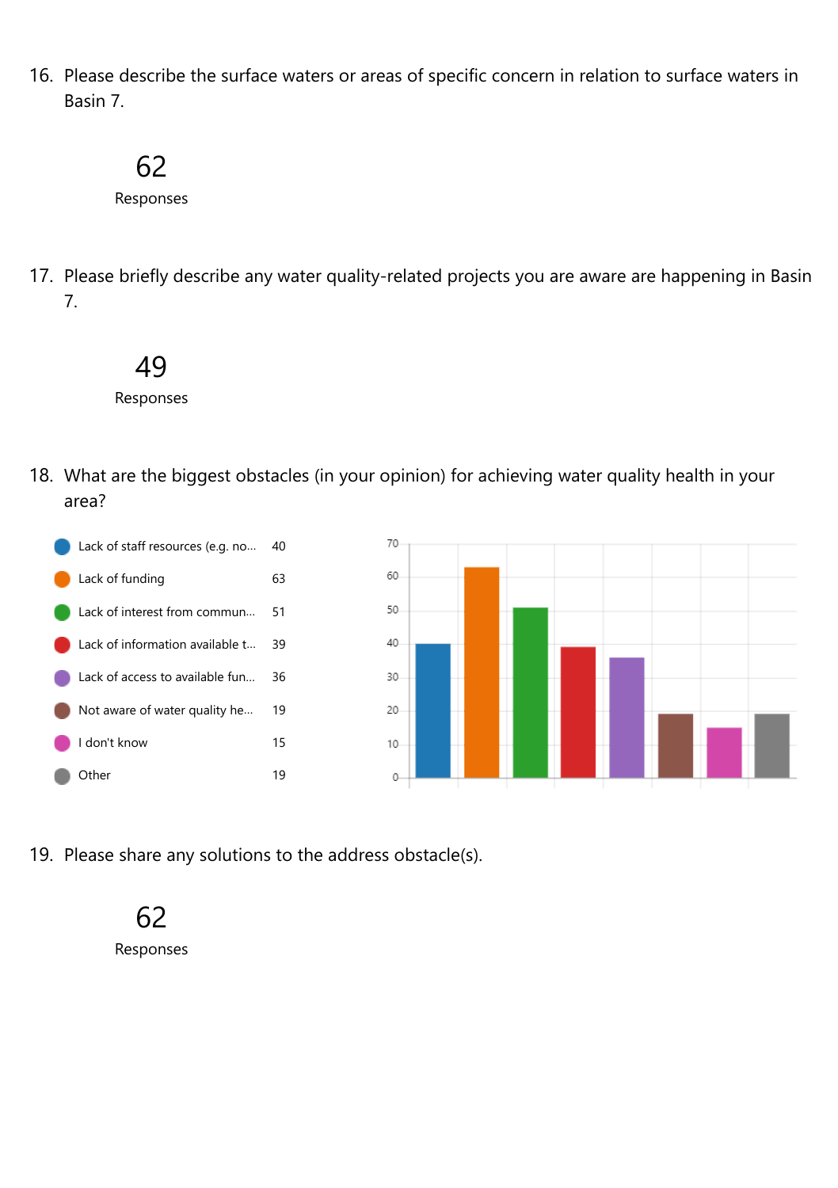16. Please describe the surface waters or areas of specific concern in relation to surface waters in Basin 7.

62
Responses

17. Please briefly describe any water quality-related projects you are aware are happening in Basin 7.

49
Responses

18. What are the biggest obstacles (in your opinion) for achieving water quality health in your area?

| Option | Responses |
| --- | --- |
| Lack of staff resources (e.g. no... | 40 |
| Lack of funding | 63 |
| Lack of interest from commun... | 51 |
| Lack of information available t... | 39 |
| Lack of access to available fun... | 36 |
| Not aware of water quality he... | 19 |
| I don't know | 15 |
| Other | 19 |

19. Please share any solutions to the address obstacle(s).

62
Responses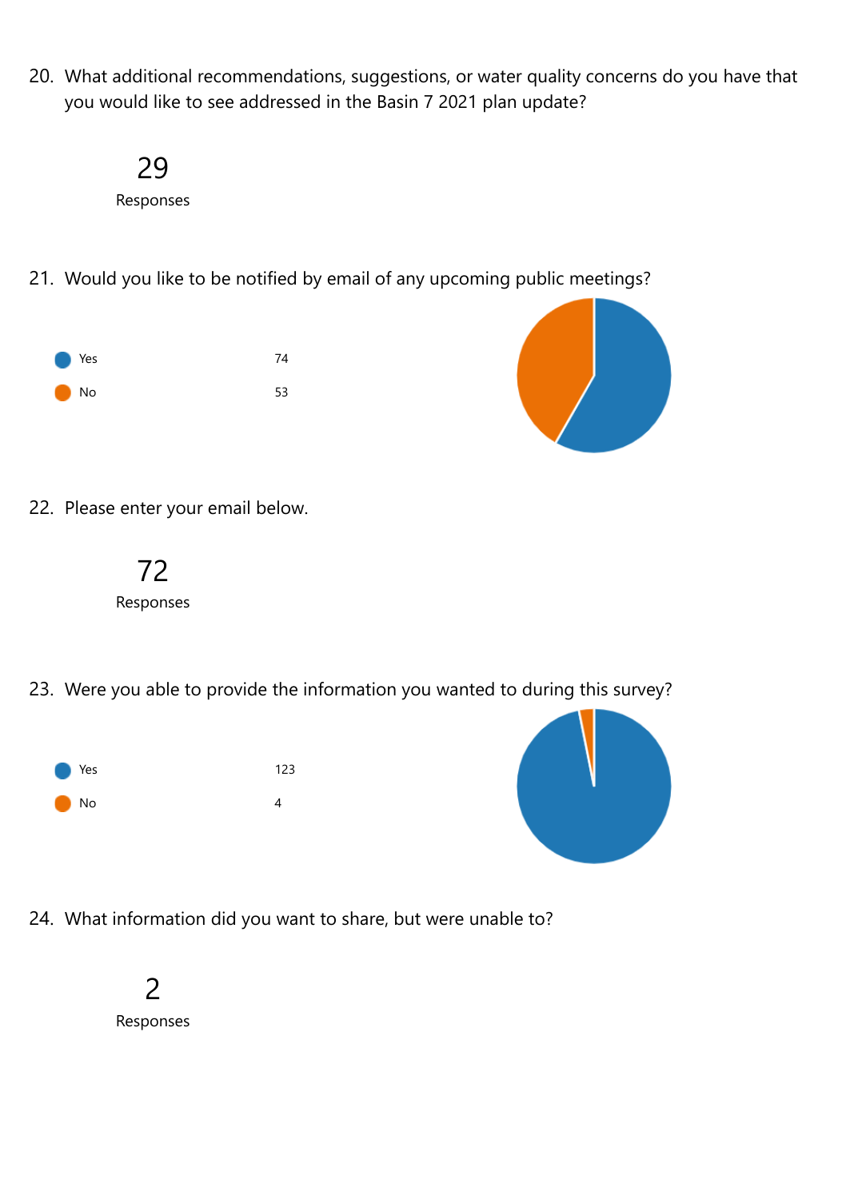20. What additional recommendations, suggestions, or water quality concerns do you have that you would like to see addressed in the Basin 7 2021 plan update?

29
Responses

21. Would you like to be notified by email of any upcoming public meetings?

| | |
|---|---|
| Yes | 74 |
| No | 53 |

22. Please enter your email below.

72
Responses

23. Were you able to provide the information you wanted to during this survey?

| | |
|---|---|
| Yes | 123 |
| No | 4 |

24. What information did you want to share, but were unable to?

2
Responses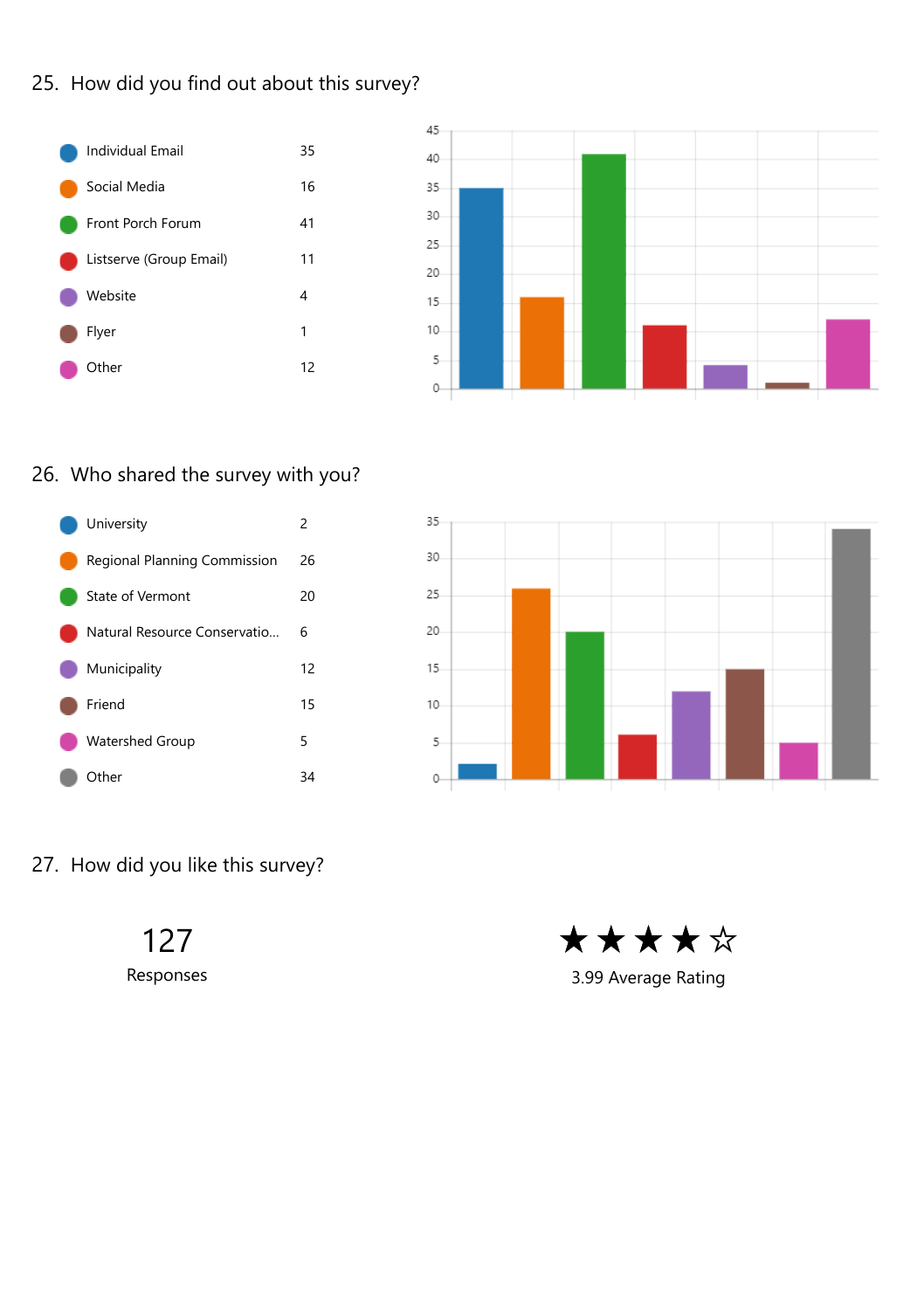## 25. How did you find out about this survey?

| Response | Count |
|---|---|
| Individual Email | 35 |
| Social Media | 16 |
| Front Porch Forum | 41 |
| Listserve (Group Email) | 11 |
| Website | 4 |
| Flyer | 1 |
| Other | 12 |

## 26. Who shared the survey with you?

| Response | Count |
|---|---|
| University | 2 |
| Regional Planning Commission | 26 |
| State of Vermont | 20 |
| Natural Resource Conservatio... | 6 |
| Municipality | 12 |
| Friend | 15 |
| Watershed Group | 5 |
| Other | 34 |

## 27. How did you like this survey?

127

Responses

★★★★☆

3.99 Average Rating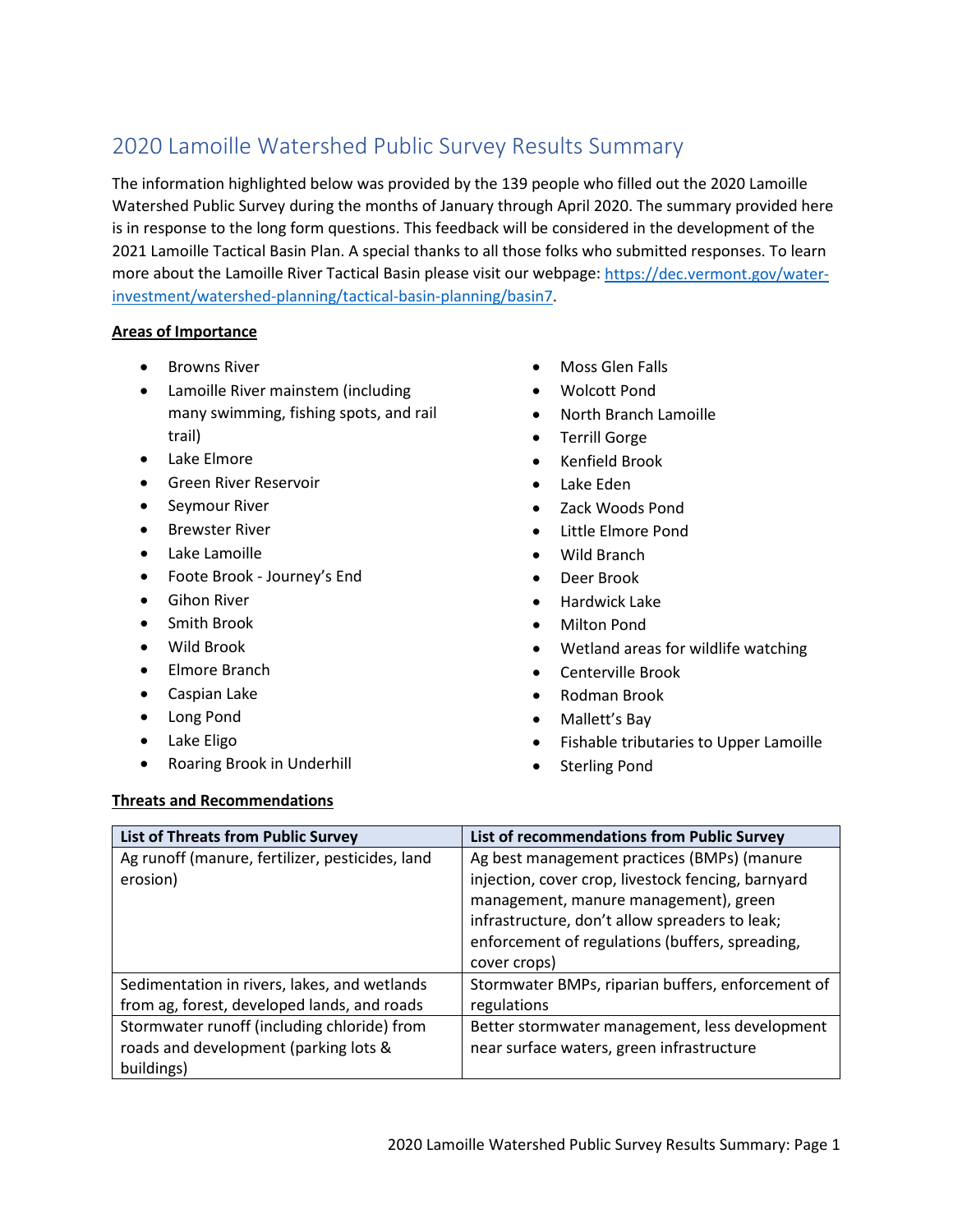# 2020 Lamoille Watershed Public Survey Results Summary

The information highlighted below was provided by the 139 people who filled out the 2020 Lamoille Watershed Public Survey during the months of January through April 2020. The summary provided here is in response to the long form questions. This feedback will be considered in the development of the 2021 Lamoille Tactical Basin Plan. A special thanks to all those folks who submitted responses. To learn more about the Lamoille River Tactical Basin please visit our webpage: [https://dec.vermont.gov/water-investment/watershed-planning/tactical-basin-planning/basin7](https://dec.vermont.gov/water-investment/watershed-planning/tactical-basin-planning/basin7).

**Areas of Importance**

- Browns River
- Lamoille River mainstem (including many swimming, fishing spots, and rail trail)
- Lake Elmore
- Green River Reservoir
- Seymour River
- Brewster River
- Lake Lamoille
- Foote Brook - Journey's End
- Gihon River
- Smith Brook
- Wild Brook
- Elmore Branch
- Caspian Lake
- Long Pond
- Lake Eligo
- Roaring Brook in Underhill
- Moss Glen Falls
- Wolcott Pond
- North Branch Lamoille
- Terrill Gorge
- Kenfield Brook
- Lake Eden
- Zack Woods Pond
- Little Elmore Pond
- Wild Branch
- Deer Brook
- Hardwick Lake
- Milton Pond
- Wetland areas for wildlife watching
- Centerville Brook
- Rodman Brook
- Mallett's Bay
- Fishable tributaries to Upper Lamoille
- Sterling Pond

**Threats and Recommendations**

| List of Threats from Public Survey | List of recommendations from Public Survey |
|---|---|
| Ag runoff (manure, fertilizer, pesticides, land erosion) | Ag best management practices (BMPs) (manure injection, cover crop, livestock fencing, barnyard management, manure management), green infrastructure, don't allow spreaders to leak; enforcement of regulations (buffers, spreading, cover crops) |
| Sedimentation in rivers, lakes, and wetlands from ag, forest, developed lands, and roads | Stormwater BMPs, riparian buffers, enforcement of regulations |
| Stormwater runoff (including chloride) from roads and development (parking lots & buildings) | Better stormwater management, less development near surface waters, green infrastructure |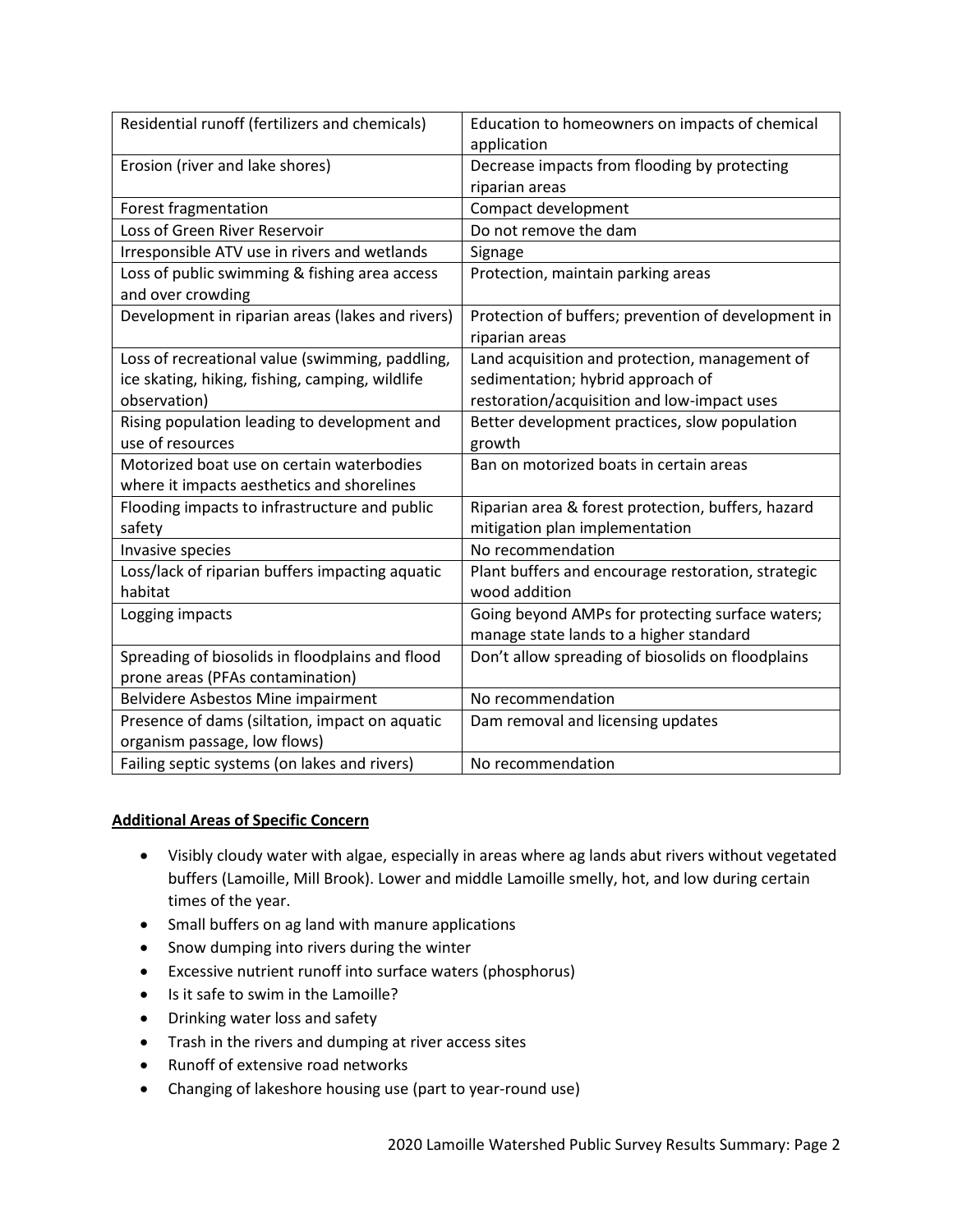| Residential runoff (fertilizers and chemicals) | Education to homeowners on impacts of chemical application |
|---|---|
| Erosion (river and lake shores) | Decrease impacts from flooding by protecting riparian areas |
| Forest fragmentation | Compact development |
| Loss of Green River Reservoir | Do not remove the dam |
| Irresponsible ATV use in rivers and wetlands | Signage |
| Loss of public swimming & fishing area access and over crowding | Protection, maintain parking areas |
| Development in riparian areas (lakes and rivers) | Protection of buffers; prevention of development in riparian areas |
| Loss of recreational value (swimming, paddling, ice skating, hiking, fishing, camping, wildlife observation) | Land acquisition and protection, management of sedimentation; hybrid approach of restoration/acquisition and low-impact uses |
| Rising population leading to development and use of resources | Better development practices, slow population growth |
| Motorized boat use on certain waterbodies where it impacts aesthetics and shorelines | Ban on motorized boats in certain areas |
| Flooding impacts to infrastructure and public safety | Riparian area & forest protection, buffers, hazard mitigation plan implementation |
| Invasive species | No recommendation |
| Loss/lack of riparian buffers impacting aquatic habitat | Plant buffers and encourage restoration, strategic wood addition |
| Logging impacts | Going beyond AMPs for protecting surface waters; manage state lands to a higher standard |
| Spreading of biosolids in floodplains and flood prone areas (PFAs contamination) | Don't allow spreading of biosolids on floodplains |
| Belvidere Asbestos Mine impairment | No recommendation |
| Presence of dams (siltation, impact on aquatic organism passage, low flows) | Dam removal and licensing updates |
| Failing septic systems (on lakes and rivers) | No recommendation |

**Additional Areas of Specific Concern**

- Visibly cloudy water with algae, especially in areas where ag lands abut rivers without vegetated buffers (Lamoille, Mill Brook). Lower and middle Lamoille smelly, hot, and low during certain times of the year.
- Small buffers on ag land with manure applications
- Snow dumping into rivers during the winter
- Excessive nutrient runoff into surface waters (phosphorus)
- Is it safe to swim in the Lamoille?
- Drinking water loss and safety
- Trash in the rivers and dumping at river access sites
- Runoff of extensive road networks
- Changing of lakeshore housing use (part to year-round use)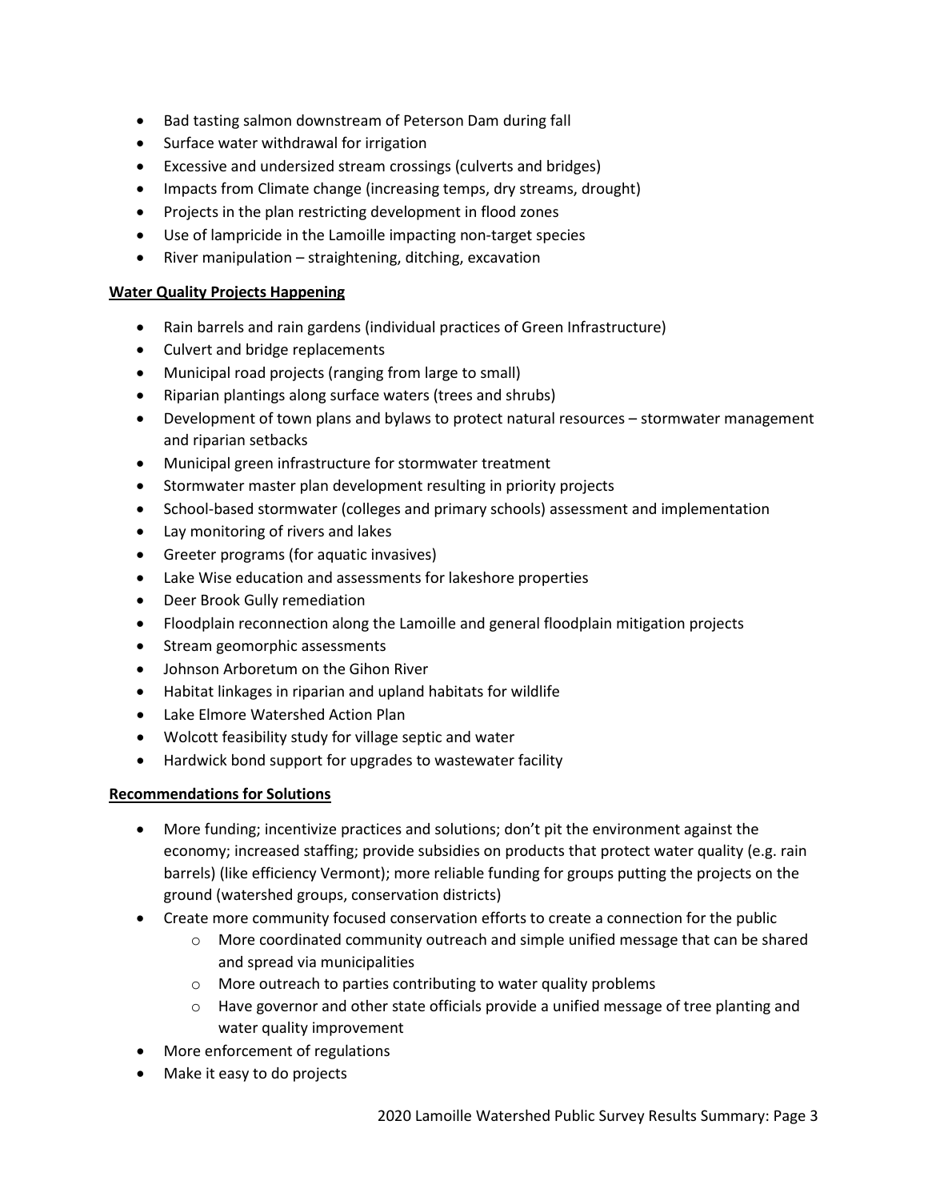- Bad tasting salmon downstream of Peterson Dam during fall
- Surface water withdrawal for irrigation
- Excessive and undersized stream crossings (culverts and bridges)
- Impacts from Climate change (increasing temps, dry streams, drought)
- Projects in the plan restricting development in flood zones
- Use of lampricide in the Lamoille impacting non-target species
- River manipulation – straightening, ditching, excavation

**Water Quality Projects Happening**

- Rain barrels and rain gardens (individual practices of Green Infrastructure)
- Culvert and bridge replacements
- Municipal road projects (ranging from large to small)
- Riparian plantings along surface waters (trees and shrubs)
- Development of town plans and bylaws to protect natural resources – stormwater management and riparian setbacks
- Municipal green infrastructure for stormwater treatment
- Stormwater master plan development resulting in priority projects
- School-based stormwater (colleges and primary schools) assessment and implementation
- Lay monitoring of rivers and lakes
- Greeter programs (for aquatic invasives)
- Lake Wise education and assessments for lakeshore properties
- Deer Brook Gully remediation
- Floodplain reconnection along the Lamoille and general floodplain mitigation projects
- Stream geomorphic assessments
- Johnson Arboretum on the Gihon River
- Habitat linkages in riparian and upland habitats for wildlife
- Lake Elmore Watershed Action Plan
- Wolcott feasibility study for village septic and water
- Hardwick bond support for upgrades to wastewater facility

**Recommendations for Solutions**

- More funding; incentivize practices and solutions; don't pit the environment against the economy; increased staffing; provide subsidies on products that protect water quality (e.g. rain barrels) (like efficiency Vermont); more reliable funding for groups putting the projects on the ground (watershed groups, conservation districts)
- Create more community focused conservation efforts to create a connection for the public
    - More coordinated community outreach and simple unified message that can be shared and spread via municipalities
    - More outreach to parties contributing to water quality problems
    - Have governor and other state officials provide a unified message of tree planting and water quality improvement
- More enforcement of regulations
- Make it easy to do projects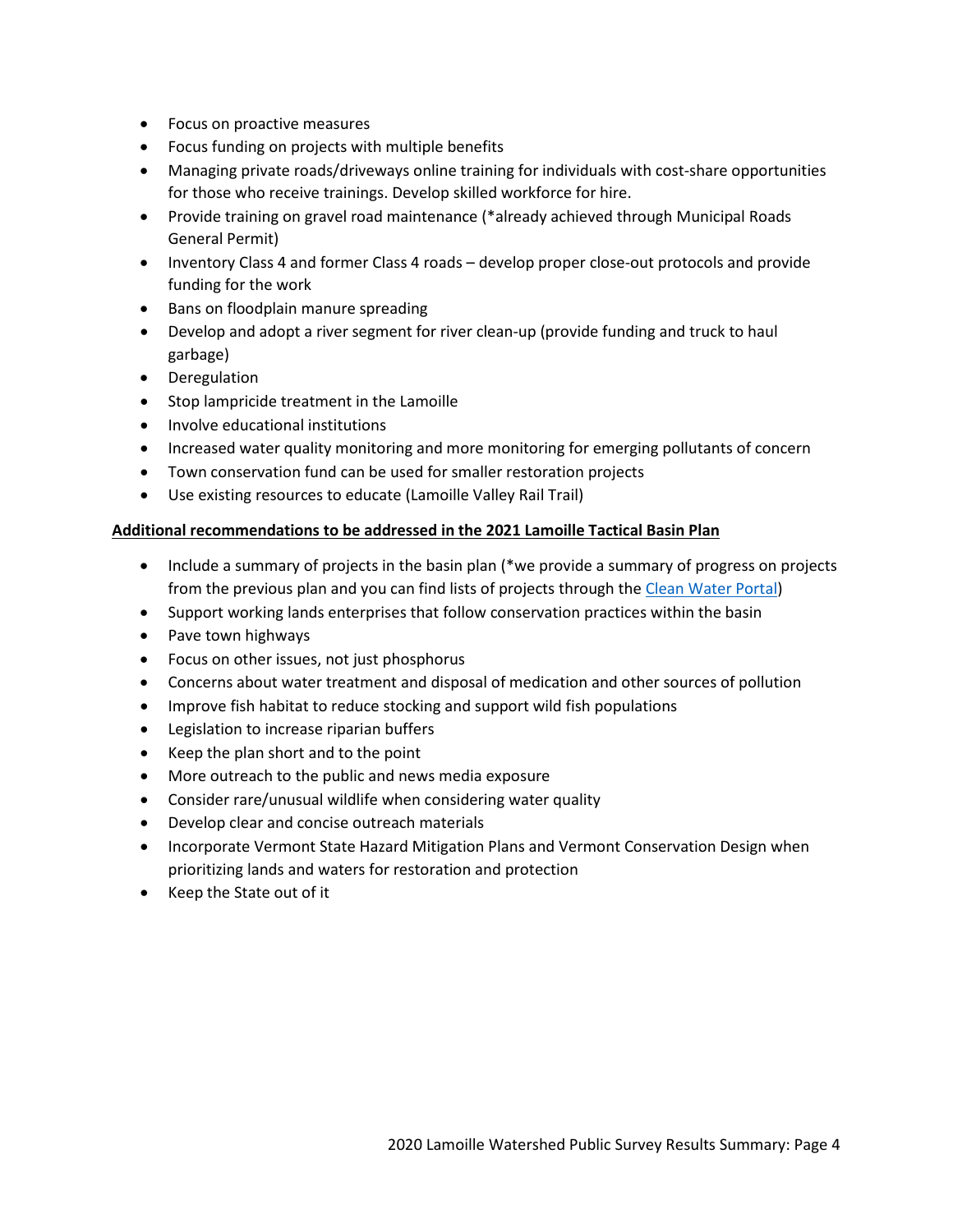- Focus on proactive measures
- Focus funding on projects with multiple benefits
- Managing private roads/driveways online training for individuals with cost-share opportunities for those who receive trainings. Develop skilled workforce for hire.
- Provide training on gravel road maintenance (*already achieved through Municipal Roads General Permit)
- Inventory Class 4 and former Class 4 roads – develop proper close-out protocols and provide funding for the work
- Bans on floodplain manure spreading
- Develop and adopt a river segment for river clean-up (provide funding and truck to haul garbage)
- Deregulation
- Stop lampricide treatment in the Lamoille
- Involve educational institutions
- Increased water quality monitoring and more monitoring for emerging pollutants of concern
- Town conservation fund can be used for smaller restoration projects
- Use existing resources to educate (Lamoille Valley Rail Trail)

**Additional recommendations to be addressed in the 2021 Lamoille Tactical Basin Plan**

- Include a summary of projects in the basin plan (*we provide a summary of progress on projects from the previous plan and you can find lists of projects through the Clean Water Portal)
- Support working lands enterprises that follow conservation practices within the basin
- Pave town highways
- Focus on other issues, not just phosphorus
- Concerns about water treatment and disposal of medication and other sources of pollution
- Improve fish habitat to reduce stocking and support wild fish populations
- Legislation to increase riparian buffers
- Keep the plan short and to the point
- More outreach to the public and news media exposure
- Consider rare/unusual wildlife when considering water quality
- Develop clear and concise outreach materials
- Incorporate Vermont State Hazard Mitigation Plans and Vermont Conservation Design when prioritizing lands and waters for restoration and protection
- Keep the State out of it